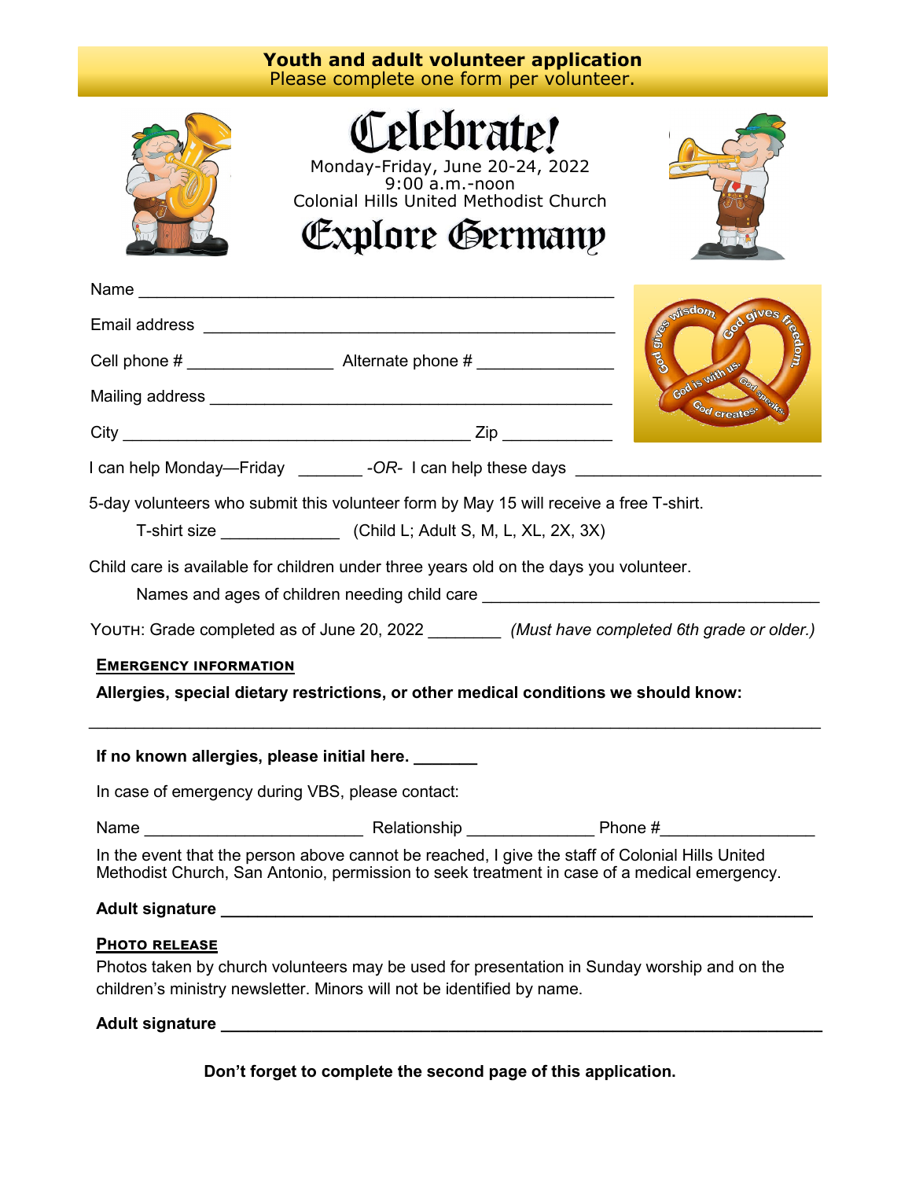# Youth and adult volunteer application

Please complete one form per volunteer.

# Celebrate!

Monday-Friday, June 20-24, 2022
9:00 a.m.-noon
Colonial Hills United Methodist Church

# Explore Germany

God gives wisdom. God gives freedom. God is with us. God speaks. God creates.

Name ___________________________________________________

Email address ______________________________________________

Cell phone # _______________ Alternate phone # ______________

Mailing address _____________________________________________

City ____________________________________ Zip ____________

I can help Monday—Friday _______ *-OR-* I can help these days __________________________

5-day volunteers who submit this volunteer form by May 15 will receive a free T-shirt.

T-shirt size _____________ (Child L; Adult S, M, L, XL, 2X, 3X)

Child care is available for children under three years old on the days you volunteer.

Names and ages of children needing child care ____________________________________

YOUTH: Grade completed as of June 20, 2022 ________ *(Must have completed 6th grade or older.)*

## EMERGENCY INFORMATION

**Allergies, special dietary restrictions, or other medical conditions we should know:**

___________________________________________________________________________

**If no known allergies, please initial here. _______**

In case of emergency during VBS, please contact:

Name _______________________ Relationship _____________ Phone #________________

In the event that the person above cannot be reached, I give the staff of Colonial Hills United Methodist Church, San Antonio, permission to seek treatment in case of a medical emergency.

**Adult signature ___________________________________________________________**

## PHOTO RELEASE

Photos taken by church volunteers may be used for presentation in Sunday worship and on the children's ministry newsletter. Minors will not be identified by name.

**Adult signature ___________________________________________________________**

**Don't forget to complete the second page of this application.**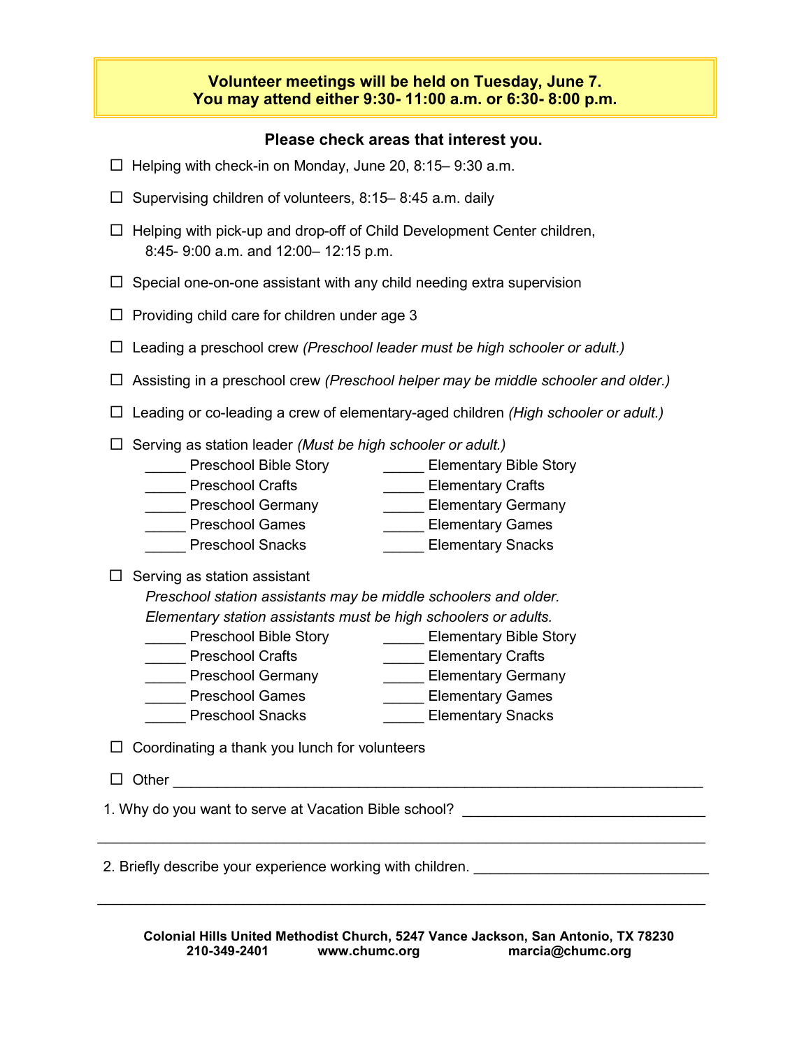**Volunteer meetings will be held on Tuesday, June 7.**
**You may attend either 9:30- 11:00 a.m. or 6:30- 8:00 p.m.**

**Please check areas that interest you.**

☐ Helping with check-in on Monday, June 20, 8:15– 9:30 a.m.

☐ Supervising children of volunteers, 8:15– 8:45 a.m. daily

☐ Helping with pick-up and drop-off of Child Development Center children, 8:45- 9:00 a.m. and 12:00– 12:15 p.m.

☐ Special one-on-one assistant with any child needing extra supervision

☐ Providing child care for children under age 3

☐ Leading a preschool crew *(Preschool leader must be high schooler or adult.)*

☐ Assisting in a preschool crew *(Preschool helper may be middle schooler and older.)*

☐ Leading or co-leading a crew of elementary-aged children *(High schooler or adult.)*

☐ Serving as station leader *(Must be high schooler or adult.)*

_____ Preschool Bible Story
_____ Preschool Crafts
_____ Preschool Germany
_____ Preschool Games
_____ Preschool Snacks

_____ Elementary Bible Story
_____ Elementary Crafts
_____ Elementary Germany
_____ Elementary Games
_____ Elementary Snacks

☐ Serving as station assistant

*Preschool station assistants may be middle schoolers and older.*
*Elementary station assistants must be high schoolers or adults.*

_____ Preschool Bible Story
_____ Preschool Crafts
_____ Preschool Germany
_____ Preschool Games
_____ Preschool Snacks

_____ Elementary Bible Story
_____ Elementary Crafts
_____ Elementary Germany
_____ Elementary Games
_____ Elementary Snacks

☐ Coordinating a thank you lunch for volunteers

☐ Other ____________________________________________________________

1. Why do you want to serve at Vacation Bible school? ______________________________

______________________________________________________________________

2. Briefly describe your experience working with children. ______________________________

______________________________________________________________________

**Colonial Hills United Methodist Church, 5247 Vance Jackson, San Antonio, TX 78230**
**210-349-2401 www.chumc.org marcia@chumc.org**